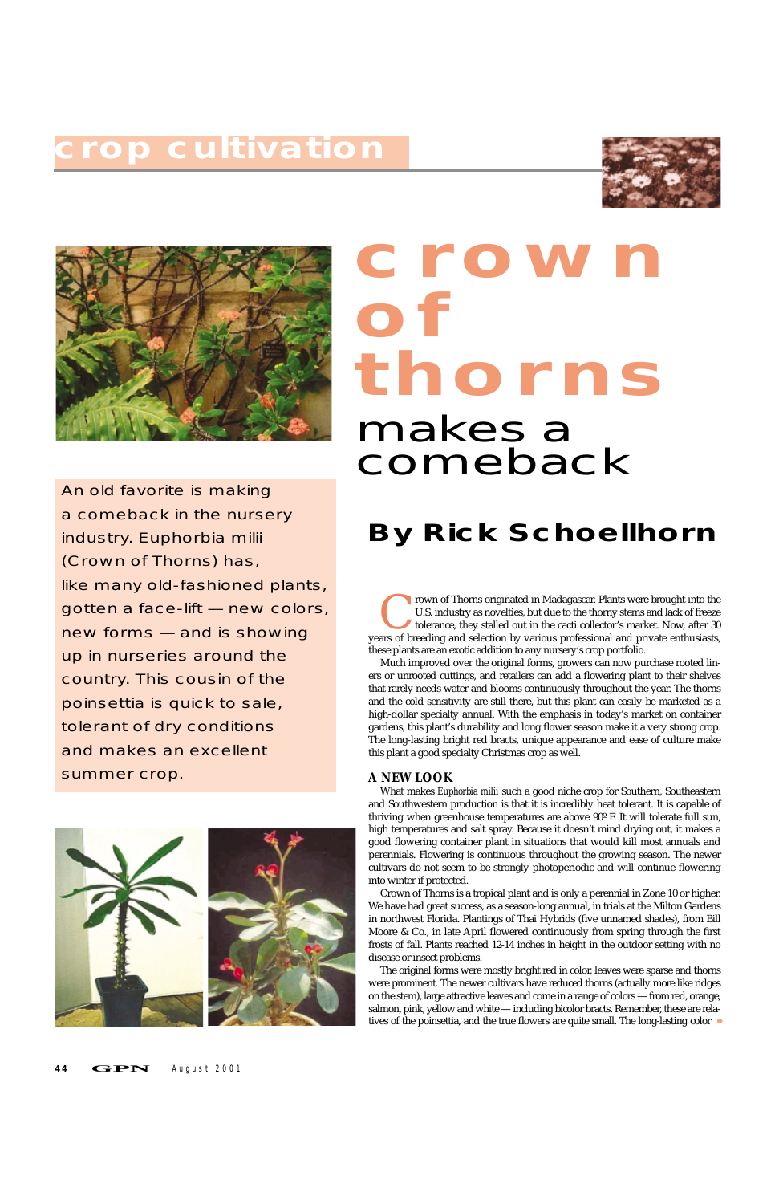crop cultivation

# crown of thorns makes a comeback

An old favorite is making a comeback in the nursery industry. Euphorbia milii (Crown of Thorns) has, like many old-fashioned plants, gotten a face-lift — new colors, new forms — and is showing up in nurseries around the country. This cousin of the poinsettia is quick to sale, tolerant of dry conditions and makes an excellent summer crop.

## By Rick Schoellhorn

Crown of Thorns originated in Madagascar. Plants were brought into the U.S. industry as novelties, but due to the thorny stems and lack of freeze tolerance, they stalled out in the cacti collector's market. Now, after 30 years of breeding and selection by various professional and private enthusiasts, these plants are an exotic addition to any nursery's crop portfolio.

Much improved over the original forms, growers can now purchase rooted liners or unrooted cuttings, and retailers can add a flowering plant to their shelves that rarely needs water and blooms continuously throughout the year. The thorns and the cold sensitivity are still there, but this plant can easily be marketed as a high-dollar specialty annual. With the emphasis in today's market on container gardens, this plant's durability and long flower season make it a very strong crop. The long-lasting bright red bracts, unique appearance and ease of culture make this plant a good specialty Christmas crop as well.

### A NEW LOOK

What makes *Euphorbia milii* such a good niche crop for Southern, Southeastern and Southwestern production is that it is incredibly heat tolerant. It is capable of thriving when greenhouse temperatures are above 90º F. It will tolerate full sun, high temperatures and salt spray. Because it doesn't mind drying out, it makes a good flowering container plant in situations that would kill most annuals and perennials. Flowering is continuous throughout the growing season. The newer cultivars do not seem to be strongly photoperiodic and will continue flowering into winter if protected.

Crown of Thorns is a tropical plant and is only a perennial in Zone 10 or higher. We have had great success, as a season-long annual, in trials at the Milton Gardens in northwest Florida. Plantings of Thai Hybrids (five unnamed shades), from Bill Moore & Co., in late April flowered continuously from spring through the first frosts of fall. Plants reached 12-14 inches in height in the outdoor setting with no disease or insect problems.

The original forms were mostly bright red in color, leaves were sparse and thorns were prominent. The newer cultivars have reduced thorns (actually more like ridges on the stem), large attractive leaves and come in a range of colors — from red, orange, salmon, pink, yellow and white — including bicolor bracts. Remember, these are relatives of the poinsettia, and the true flowers are quite small. The long-lasting color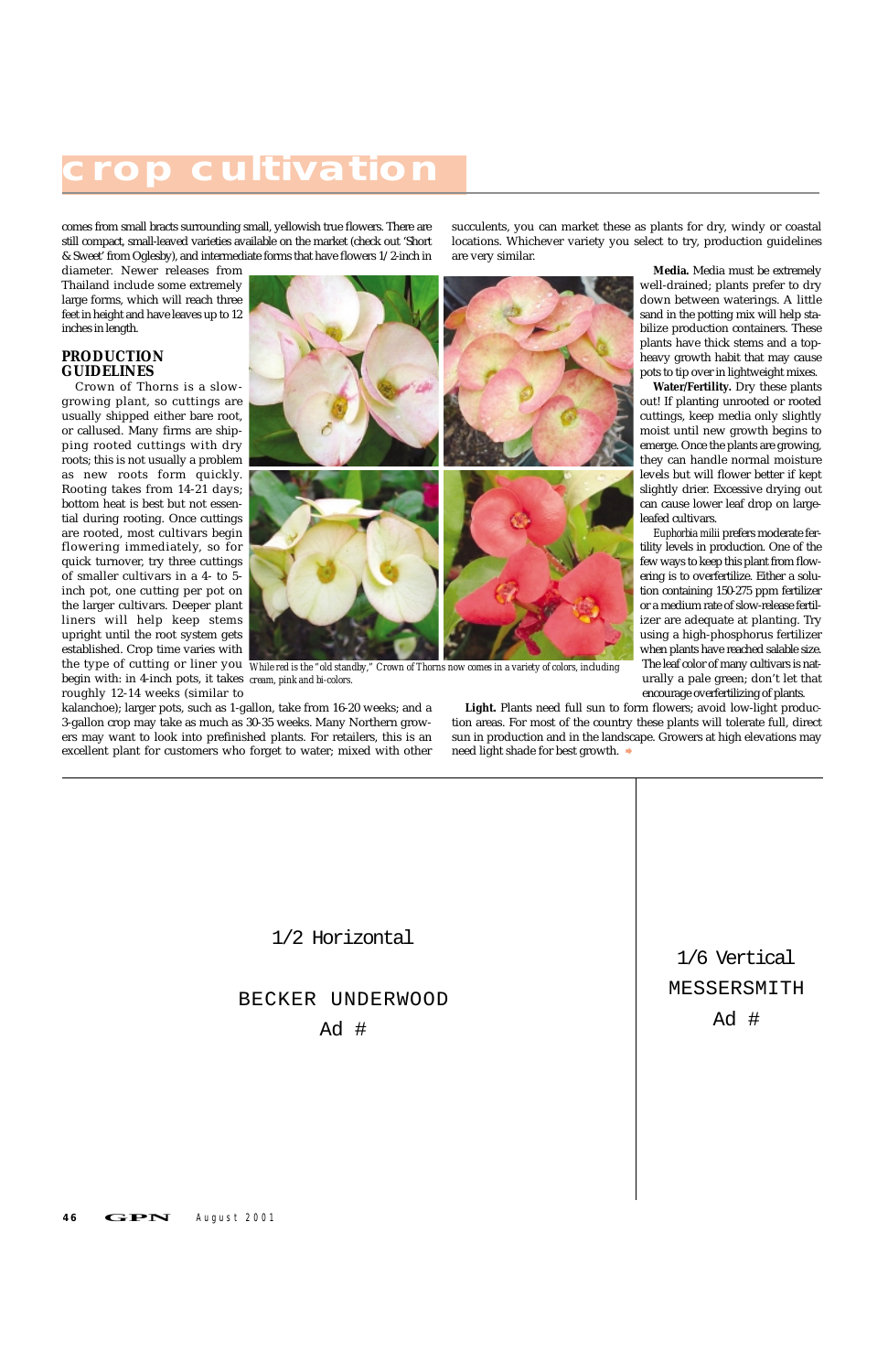comes from small bracts surrounding small, yellowish true flowers. There are still compact, small-leaved varieties available on the market (check out 'Short & Sweet' from Oglesby), and intermediate forms that have flowers 1/2-inch in diameter. Newer releases from Thailand include some extremely large forms, which will reach three feet in height and have leaves up to 12 inches in length.

## PRODUCTION GUIDELINES

Crown of Thorns is a slow-growing plant, so cuttings are usually shipped either bare root, or callused. Many firms are shipping rooted cuttings with dry roots; this is not usually a problem as new roots form quickly. Rooting takes from 14-21 days; bottom heat is best but not essential during rooting. Once cuttings are rooted, most cultivars begin flowering immediately, so for quick turnover, try three cuttings of smaller cultivars in a 4- to 5-inch pot, one cutting per pot on the larger cultivars. Deeper plant liners will help keep stems upright until the root system gets established. Crop time varies with the type of cutting or liner you begin with: in 4-inch pots, it takes roughly 12-14 weeks (similar to kalanchoe); larger pots, such as 1-gallon, take from 16-20 weeks; and a 3-gallon crop may take as much as 30-35 weeks. Many Northern growers may want to look into prefinished plants. For retailers, this is an excellent plant for customers who forget to water; mixed with other succulents, you can market these as plants for dry, windy or coastal locations. Whichever variety you select to try, production guidelines are very similar.

While red is the "old standby," Crown of Thorns now comes in a variety of colors, including cream, pink and bi-colors.

**Media.** Media must be extremely well-drained; plants prefer to dry down between waterings. A little sand in the potting mix will help stabilize production containers. These plants have thick stems and a top-heavy growth habit that may cause pots to tip over in lightweight mixes.

**Water/Fertility.** Dry these plants out! If planting unrooted or rooted cuttings, keep media only slightly moist until new growth begins to emerge. Once the plants are growing, they can handle normal moisture levels but will flower better if kept slightly drier. Excessive drying out can cause lower leaf drop on large-leafed cultivars.

*Euphorbia milii* prefers moderate fertility levels in production. One of the few ways to keep this plant from flowering is to overfertilize. Either a solution containing 150-275 ppm fertilizer or a medium rate of slow-release fertilizer are adequate at planting. Try using a high-phosphorus fertilizer when plants have reached salable size. The leaf color of many cultivars is naturally a pale green; don't let that encourage overfertilizing of plants.

**Light.** Plants need full sun to form flowers; avoid low-light production areas. For most of the country these plants will tolerate full, direct sun in production and in the landscape. Growers at high elevations may need light shade for best growth.

1/2 Horizontal

BECKER UNDERWOOD

Ad #

1/6 Vertical

MESSERSMITH

Ad #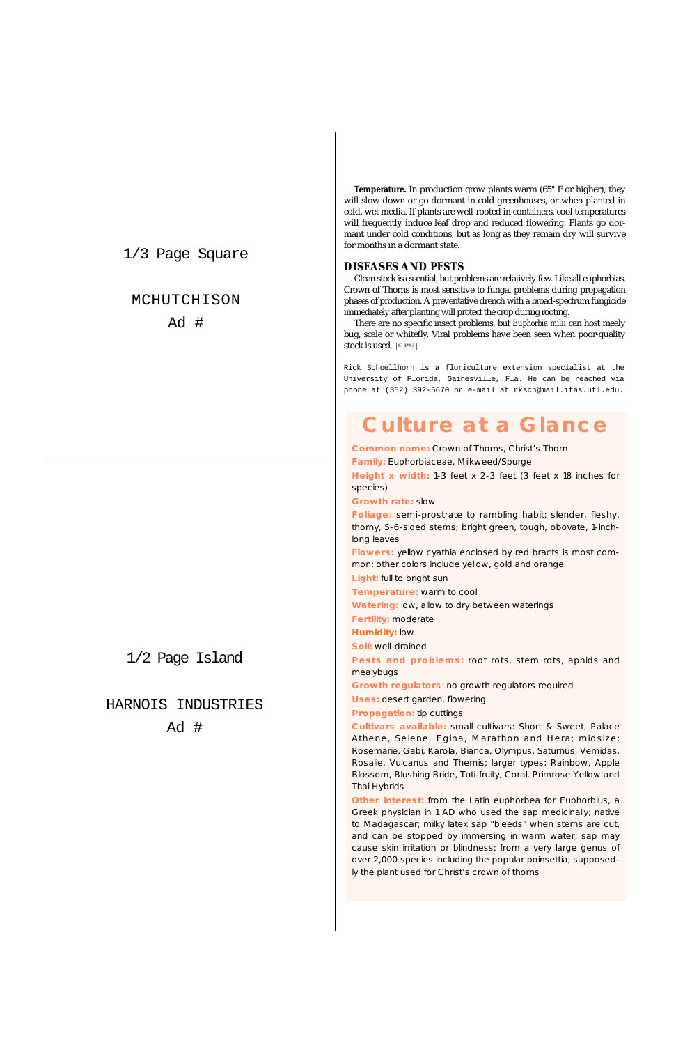1/3 Page Square

MCHUTCHISON

Ad #

1/2 Page Island

HARNOIS INDUSTRIES

Ad #

**Temperature.** In production grow plants warm (65° F or higher); they will slow down or go dormant in cold greenhouses, or when planted in cold, wet media. If plants are well-rooted in containers, cool temperatures will frequently induce leaf drop and reduced flowering. Plants go dormant under cold conditions, but as long as they remain dry will survive for months in a dormant state.

## DISEASES AND PESTS

Clean stock is essential, but problems are relatively few. Like all euphorbias, Crown of Thorns is most sensitive to fungal problems during propagation phases of production. A preventative drench with a broad-spectrum fungicide immediately after planting will protect the crop during rooting.

There are no specific insect problems, but *Euphorbia milii* can host mealy bug, scale or whitefly. Viral problems have been seen when poor-quality stock is used. GPN

Rick Schoellhorn is a floriculture extension specialist at the University of Florida, Gainesville, Fla. He can be reached via phone at (352) 392-5670 or e-mail at rksch@mail.ifas.ufl.edu.

## Culture at a Glance

**Common name:** Crown of Thorns, Christ's Thorn

**Family:** Euphorbiaceae, Milkweed/Spurge

**Height x width:** 1-3 feet x 2-3 feet (3 feet x 18 inches for species)

**Growth rate:** slow

**Foliage:** semi-prostrate to rambling habit; slender, fleshy, thorny, 5-6-sided stems; bright green, tough, obovate, 1-inch-long leaves

**Flowers:** yellow cyathia enclosed by red bracts is most common; other colors include yellow, gold and orange

**Light:** full to bright sun

**Temperature:** warm to cool

**Watering:** low, allow to dry between waterings

**Fertility:** moderate

**Humidity:** low

**Soil:** well-drained

**Pests and problems:** root rots, stem rots, aphids and mealybugs

**Growth regulators:** no growth regulators required

**Uses:** desert garden, flowering

**Propagation:** tip cuttings

**Cultivars available:** small cultivars: Short & Sweet, Palace Athene, Selene, Egina, Marathon and Hera; midsize: Rosemarie, Gabi, Karola, Bianca, Olympus, Saturnus, Vemidas, Rosalie, Vulcanus and Themis; larger types: Rainbow, Apple Blossom, Blushing Bride, Tuti-fruity, Coral, Primrose Yellow and Thai Hybrids

**Other interest:** from the Latin euphorbea for Euphorbius, a Greek physician in 1 AD who used the sap medicinally; native to Madagascar; milky latex sap "bleeds" when stems are cut, and can be stopped by immersing in warm water; sap may cause skin irritation or blindness; from a very large genus of over 2,000 species including the popular poinsettia; supposedly the plant used for Christ's crown of thorns